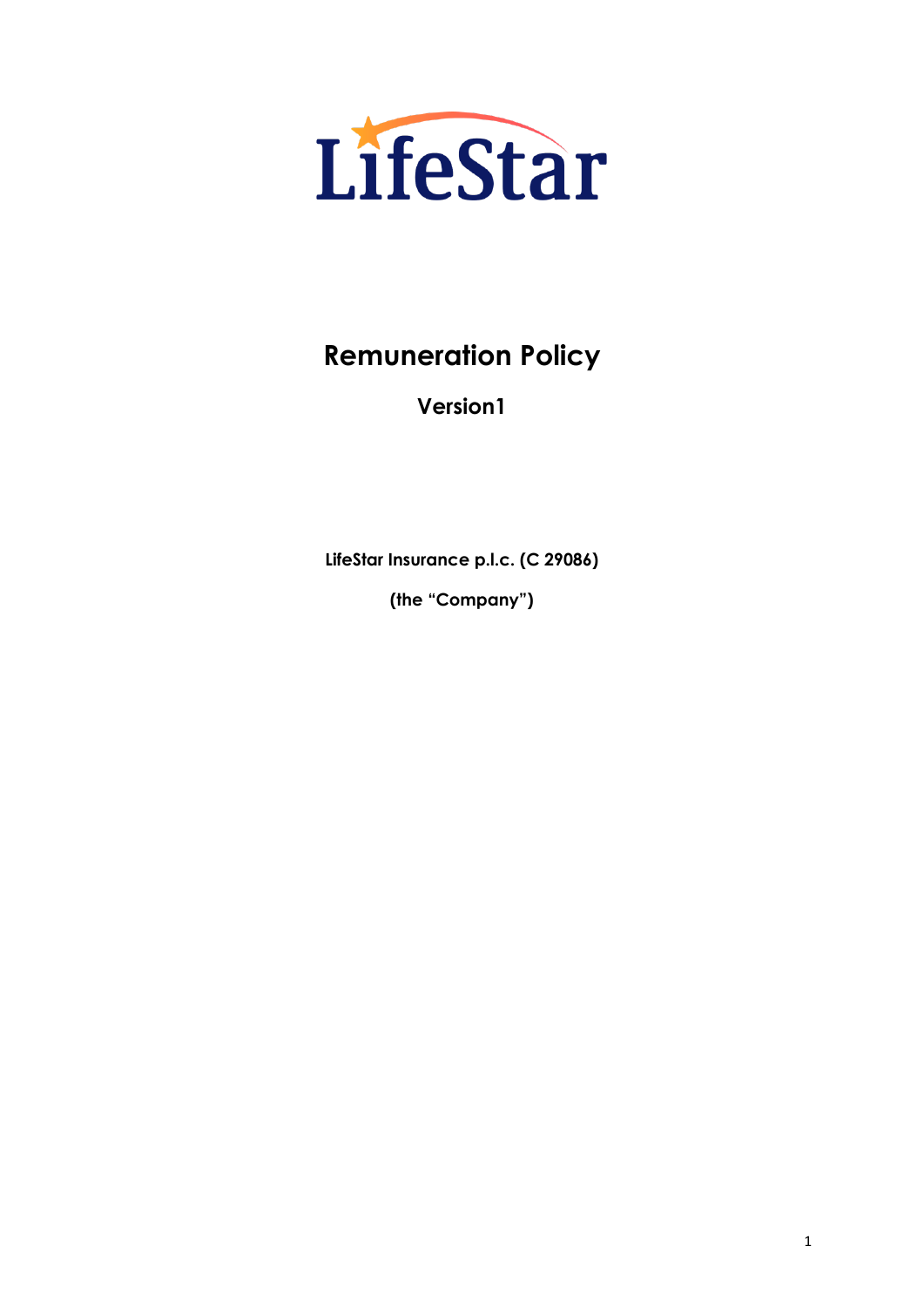LifeStar

# Remuneration Policy

**Version1**

**LifeStar Insurance p.l.c. (C 29086)**

**(the "Company")**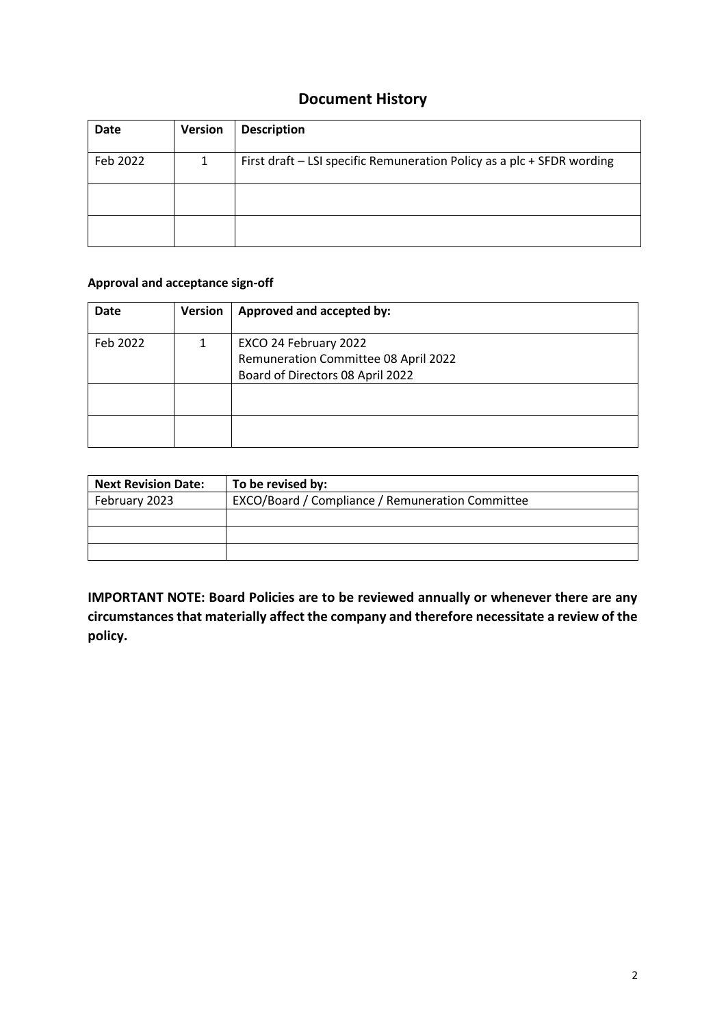# Document History

| Date | Version | Description |
|---|---|---|
| Feb 2022 | 1 | First draft – LSI specific Remuneration Policy as a plc + SFDR wording |
| | | |
| | | |

**Approval and acceptance sign-off**

| Date | Version | Approved and accepted by: |
|---|---|---|
| Feb 2022 | 1 | EXCO 24 February 2022<br>Remuneration Committee 08 April 2022<br>Board of Directors 08 April 2022 |
| | | |
| | | |

| Next Revision Date: | To be revised by: |
|---|---|
| February 2023 | EXCO/Board / Compliance / Remuneration Committee |
| | |
| | |
| | |

**IMPORTANT NOTE: Board Policies are to be reviewed annually or whenever there are any circumstances that materially affect the company and therefore necessitate a review of the policy.**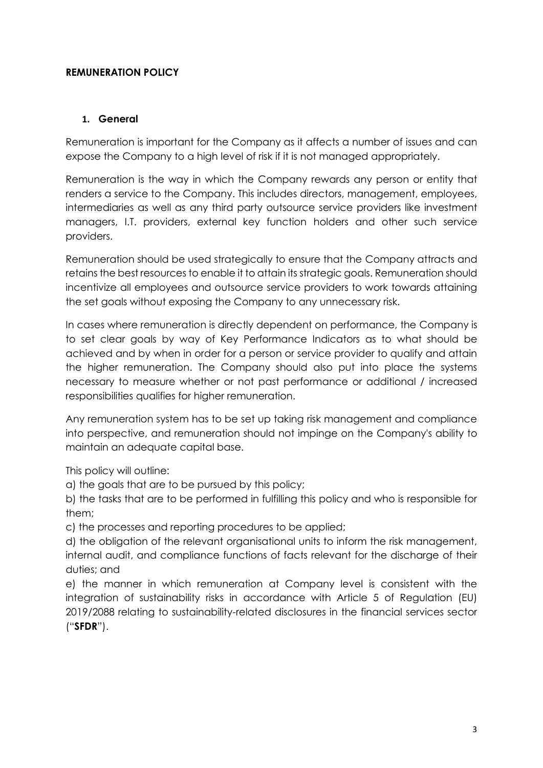**REMUNERATION POLICY**

## 1. General

Remuneration is important for the Company as it affects a number of issues and can expose the Company to a high level of risk if it is not managed appropriately.

Remuneration is the way in which the Company rewards any person or entity that renders a service to the Company. This includes directors, management, employees, intermediaries as well as any third party outsource service providers like investment managers, I.T. providers, external key function holders and other such service providers.

Remuneration should be used strategically to ensure that the Company attracts and retains the best resources to enable it to attain its strategic goals. Remuneration should incentivize all employees and outsource service providers to work towards attaining the set goals without exposing the Company to any unnecessary risk.

In cases where remuneration is directly dependent on performance, the Company is to set clear goals by way of Key Performance Indicators as to what should be achieved and by when in order for a person or service provider to qualify and attain the higher remuneration. The Company should also put into place the systems necessary to measure whether or not past performance or additional / increased responsibilities qualifies for higher remuneration.

Any remuneration system has to be set up taking risk management and compliance into perspective, and remuneration should not impinge on the Company's ability to maintain an adequate capital base.

This policy will outline:

a) the goals that are to be pursued by this policy;

b) the tasks that are to be performed in fulfilling this policy and who is responsible for them;

c) the processes and reporting procedures to be applied;

d) the obligation of the relevant organisational units to inform the risk management, internal audit, and compliance functions of facts relevant for the discharge of their duties; and

e) the manner in which remuneration at Company level is consistent with the integration of sustainability risks in accordance with Article 5 of Regulation (EU) 2019/2088 relating to sustainability-related disclosures in the financial services sector ("**SFDR**").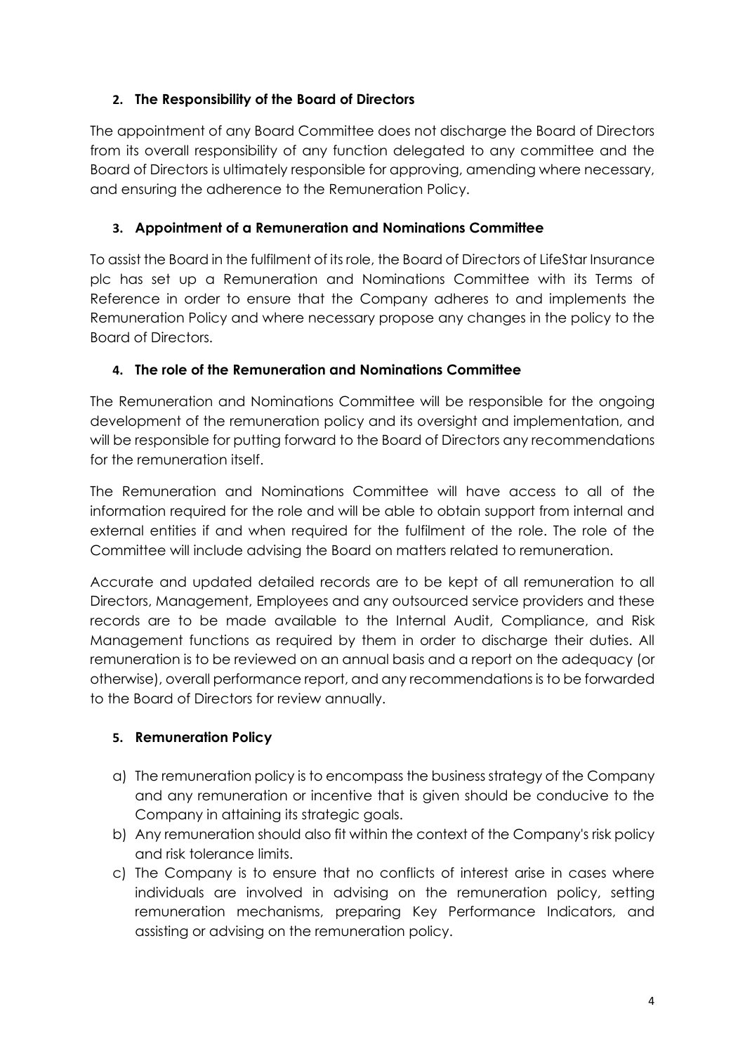## 2. The Responsibility of the Board of Directors

The appointment of any Board Committee does not discharge the Board of Directors from its overall responsibility of any function delegated to any committee and the Board of Directors is ultimately responsible for approving, amending where necessary, and ensuring the adherence to the Remuneration Policy.

## 3. Appointment of a Remuneration and Nominations Committee

To assist the Board in the fulfilment of its role, the Board of Directors of LifeStar Insurance plc has set up a Remuneration and Nominations Committee with its Terms of Reference in order to ensure that the Company adheres to and implements the Remuneration Policy and where necessary propose any changes in the policy to the Board of Directors.

## 4. The role of the Remuneration and Nominations Committee

The Remuneration and Nominations Committee will be responsible for the ongoing development of the remuneration policy and its oversight and implementation, and will be responsible for putting forward to the Board of Directors any recommendations for the remuneration itself.

The Remuneration and Nominations Committee will have access to all of the information required for the role and will be able to obtain support from internal and external entities if and when required for the fulfilment of the role. The role of the Committee will include advising the Board on matters related to remuneration.

Accurate and updated detailed records are to be kept of all remuneration to all Directors, Management, Employees and any outsourced service providers and these records are to be made available to the Internal Audit, Compliance, and Risk Management functions as required by them in order to discharge their duties. All remuneration is to be reviewed on an annual basis and a report on the adequacy (or otherwise), overall performance report, and any recommendations is to be forwarded to the Board of Directors for review annually.

## 5. Remuneration Policy

a) The remuneration policy is to encompass the business strategy of the Company and any remuneration or incentive that is given should be conducive to the Company in attaining its strategic goals.

b) Any remuneration should also fit within the context of the Company's risk policy and risk tolerance limits.

c) The Company is to ensure that no conflicts of interest arise in cases where individuals are involved in advising on the remuneration policy, setting remuneration mechanisms, preparing Key Performance Indicators, and assisting or advising on the remuneration policy.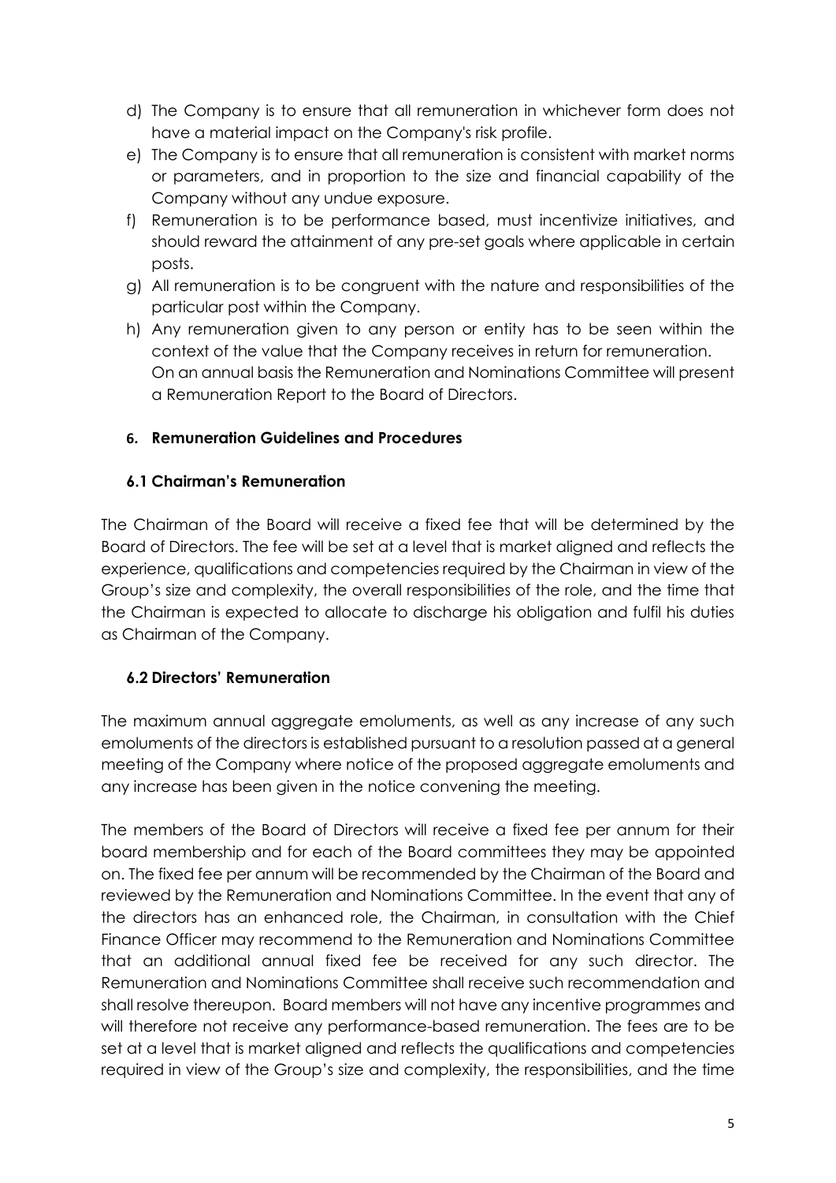d) The Company is to ensure that all remuneration in whichever form does not have a material impact on the Company's risk profile.

e) The Company is to ensure that all remuneration is consistent with market norms or parameters, and in proportion to the size and financial capability of the Company without any undue exposure.

f) Remuneration is to be performance based, must incentivize initiatives, and should reward the attainment of any pre-set goals where applicable in certain posts.

g) All remuneration is to be congruent with the nature and responsibilities of the particular post within the Company.

h) Any remuneration given to any person or entity has to be seen within the context of the value that the Company receives in return for remuneration.
On an annual basis the Remuneration and Nominations Committee will present a Remuneration Report to the Board of Directors.

## 6. Remuneration Guidelines and Procedures

### 6.1 Chairman's Remuneration

The Chairman of the Board will receive a fixed fee that will be determined by the Board of Directors. The fee will be set at a level that is market aligned and reflects the experience, qualifications and competencies required by the Chairman in view of the Group's size and complexity, the overall responsibilities of the role, and the time that the Chairman is expected to allocate to discharge his obligation and fulfil his duties as Chairman of the Company.

### 6.2 Directors' Remuneration

The maximum annual aggregate emoluments, as well as any increase of any such emoluments of the directors is established pursuant to a resolution passed at a general meeting of the Company where notice of the proposed aggregate emoluments and any increase has been given in the notice convening the meeting.

The members of the Board of Directors will receive a fixed fee per annum for their board membership and for each of the Board committees they may be appointed on. The fixed fee per annum will be recommended by the Chairman of the Board and reviewed by the Remuneration and Nominations Committee. In the event that any of the directors has an enhanced role, the Chairman, in consultation with the Chief Finance Officer may recommend to the Remuneration and Nominations Committee that an additional annual fixed fee be received for any such director. The Remuneration and Nominations Committee shall receive such recommendation and shall resolve thereupon. Board members will not have any incentive programmes and will therefore not receive any performance-based remuneration. The fees are to be set at a level that is market aligned and reflects the qualifications and competencies required in view of the Group's size and complexity, the responsibilities, and the time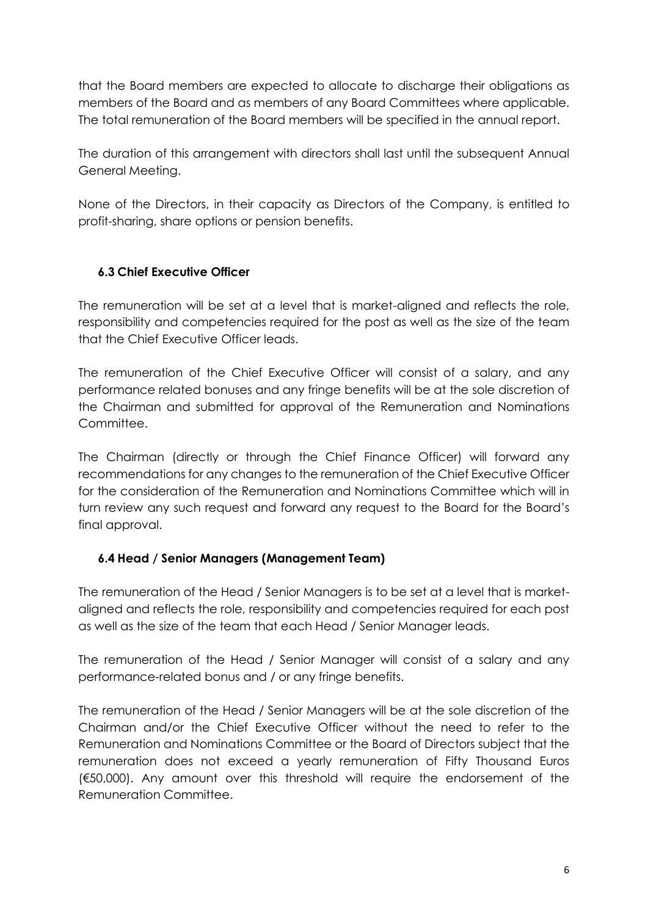that the Board members are expected to allocate to discharge their obligations as members of the Board and as members of any Board Committees where applicable. The total remuneration of the Board members will be specified in the annual report.

The duration of this arrangement with directors shall last until the subsequent Annual General Meeting.

None of the Directors, in their capacity as Directors of the Company, is entitled to profit-sharing, share options or pension benefits.

### 6.3 Chief Executive Officer

The remuneration will be set at a level that is market-aligned and reflects the role, responsibility and competencies required for the post as well as the size of the team that the Chief Executive Officer leads.

The remuneration of the Chief Executive Officer will consist of a salary, and any performance related bonuses and any fringe benefits will be at the sole discretion of the Chairman and submitted for approval of the Remuneration and Nominations Committee.

The Chairman (directly or through the Chief Finance Officer) will forward any recommendations for any changes to the remuneration of the Chief Executive Officer for the consideration of the Remuneration and Nominations Committee which will in turn review any such request and forward any request to the Board for the Board's final approval.

### 6.4 Head / Senior Managers (Management Team)

The remuneration of the Head / Senior Managers is to be set at a level that is market-aligned and reflects the role, responsibility and competencies required for each post as well as the size of the team that each Head / Senior Manager leads.

The remuneration of the Head / Senior Manager will consist of a salary and any performance-related bonus and / or any fringe benefits.

The remuneration of the Head / Senior Managers will be at the sole discretion of the Chairman and/or the Chief Executive Officer without the need to refer to the Remuneration and Nominations Committee or the Board of Directors subject that the remuneration does not exceed a yearly remuneration of Fifty Thousand Euros (€50,000). Any amount over this threshold will require the endorsement of the Remuneration Committee.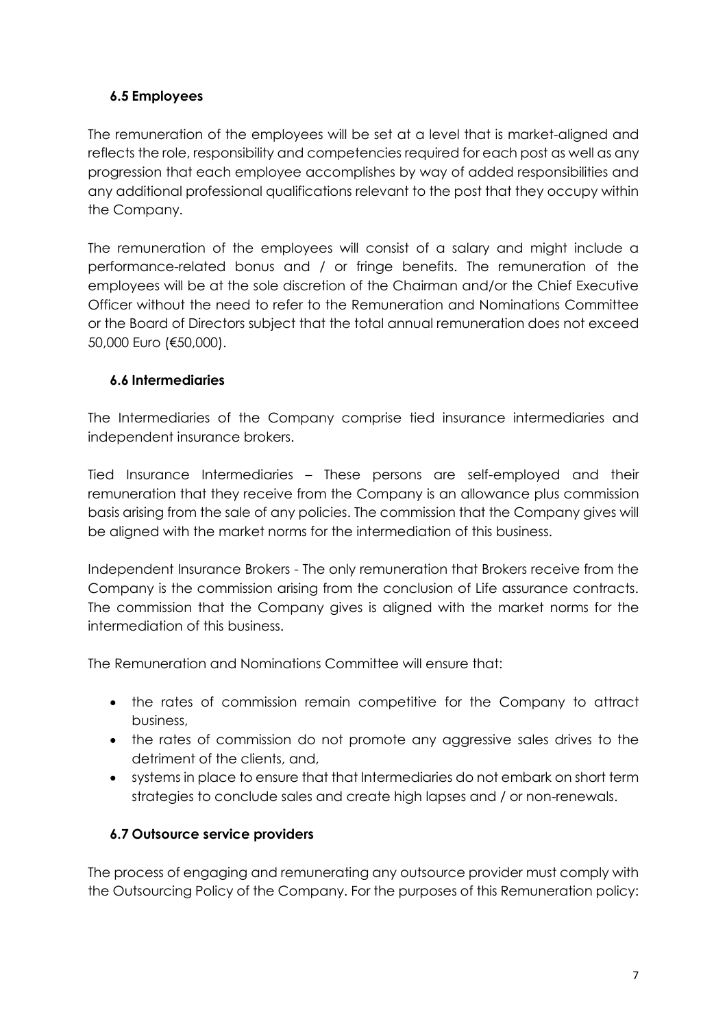### 6.5 Employees

The remuneration of the employees will be set at a level that is market-aligned and reflects the role, responsibility and competencies required for each post as well as any progression that each employee accomplishes by way of added responsibilities and any additional professional qualifications relevant to the post that they occupy within the Company.

The remuneration of the employees will consist of a salary and might include a performance-related bonus and / or fringe benefits. The remuneration of the employees will be at the sole discretion of the Chairman and/or the Chief Executive Officer without the need to refer to the Remuneration and Nominations Committee or the Board of Directors subject that the total annual remuneration does not exceed 50,000 Euro (€50,000).

### 6.6 Intermediaries

The Intermediaries of the Company comprise tied insurance intermediaries and independent insurance brokers.

Tied Insurance Intermediaries – These persons are self-employed and their remuneration that they receive from the Company is an allowance plus commission basis arising from the sale of any policies. The commission that the Company gives will be aligned with the market norms for the intermediation of this business.

Independent Insurance Brokers - The only remuneration that Brokers receive from the Company is the commission arising from the conclusion of Life assurance contracts. The commission that the Company gives is aligned with the market norms for the intermediation of this business.

The Remuneration and Nominations Committee will ensure that:

- the rates of commission remain competitive for the Company to attract business,
- the rates of commission do not promote any aggressive sales drives to the detriment of the clients, and,
- systems in place to ensure that that Intermediaries do not embark on short term strategies to conclude sales and create high lapses and / or non-renewals.

### 6.7 Outsource service providers

The process of engaging and remunerating any outsource provider must comply with the Outsourcing Policy of the Company. For the purposes of this Remuneration policy: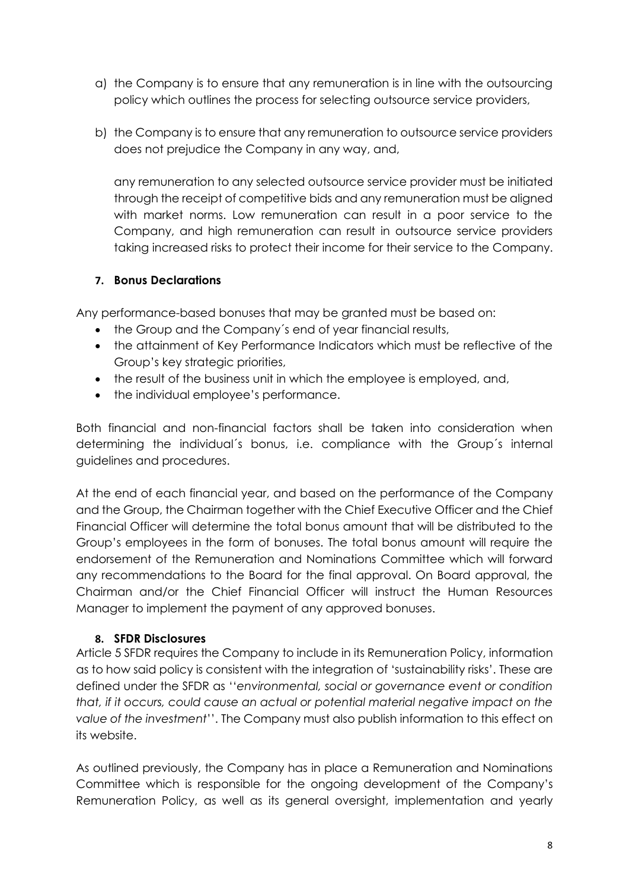a) the Company is to ensure that any remuneration is in line with the outsourcing policy which outlines the process for selecting outsource service providers,

b) the Company is to ensure that any remuneration to outsource service providers does not prejudice the Company in any way, and,

   any remuneration to any selected outsource service provider must be initiated through the receipt of competitive bids and any remuneration must be aligned with market norms. Low remuneration can result in a poor service to the Company, and high remuneration can result in outsource service providers taking increased risks to protect their income for their service to the Company.

### 7. Bonus Declarations

Any performance-based bonuses that may be granted must be based on:

- the Group and the Company´s end of year financial results,
- the attainment of Key Performance Indicators which must be reflective of the Group's key strategic priorities,
- the result of the business unit in which the employee is employed, and,
- the individual employee's performance.

Both financial and non-financial factors shall be taken into consideration when determining the individual´s bonus, i.e. compliance with the Group´s internal guidelines and procedures.

At the end of each financial year, and based on the performance of the Company and the Group, the Chairman together with the Chief Executive Officer and the Chief Financial Officer will determine the total bonus amount that will be distributed to the Group's employees in the form of bonuses. The total bonus amount will require the endorsement of the Remuneration and Nominations Committee which will forward any recommendations to the Board for the final approval. On Board approval, the Chairman and/or the Chief Financial Officer will instruct the Human Resources Manager to implement the payment of any approved bonuses.

### 8. SFDR Disclosures

Article 5 SFDR requires the Company to include in its Remuneration Policy, information as to how said policy is consistent with the integration of 'sustainability risks'. These are defined under the SFDR as ''*environmental, social or governance event or condition that, if it occurs, could cause an actual or potential material negative impact on the value of the investment*''. The Company must also publish information to this effect on its website.

As outlined previously, the Company has in place a Remuneration and Nominations Committee which is responsible for the ongoing development of the Company's Remuneration Policy, as well as its general oversight, implementation and yearly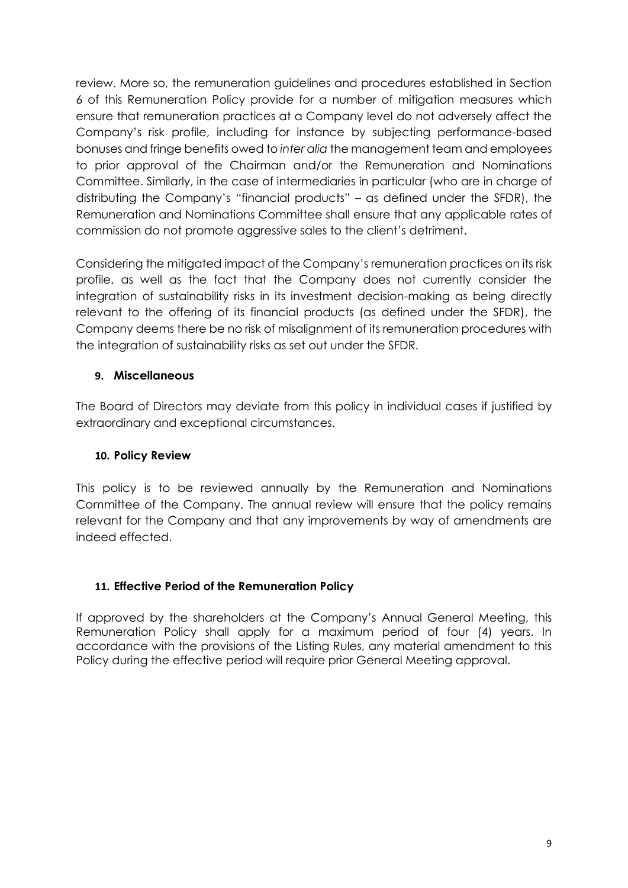review. More so, the remuneration guidelines and procedures established in Section 6 of this Remuneration Policy provide for a number of mitigation measures which ensure that remuneration practices at a Company level do not adversely affect the Company's risk profile, including for instance by subjecting performance-based bonuses and fringe benefits owed to *inter alia* the management team and employees to prior approval of the Chairman and/or the Remuneration and Nominations Committee. Similarly, in the case of intermediaries in particular (who are in charge of distributing the Company's "financial products" – as defined under the SFDR), the Remuneration and Nominations Committee shall ensure that any applicable rates of commission do not promote aggressive sales to the client's detriment.

Considering the mitigated impact of the Company's remuneration practices on its risk profile, as well as the fact that the Company does not currently consider the integration of sustainability risks in its investment decision-making as being directly relevant to the offering of its financial products (as defined under the SFDR), the Company deems there be no risk of misalignment of its remuneration procedures with the integration of sustainability risks as set out under the SFDR.

## 9. Miscellaneous

The Board of Directors may deviate from this policy in individual cases if justified by extraordinary and exceptional circumstances.

## 10. Policy Review

This policy is to be reviewed annually by the Remuneration and Nominations Committee of the Company. The annual review will ensure that the policy remains relevant for the Company and that any improvements by way of amendments are indeed effected.

## 11. Effective Period of the Remuneration Policy

If approved by the shareholders at the Company's Annual General Meeting, this Remuneration Policy shall apply for a maximum period of four (4) years. In accordance with the provisions of the Listing Rules, any material amendment to this Policy during the effective period will require prior General Meeting approval.